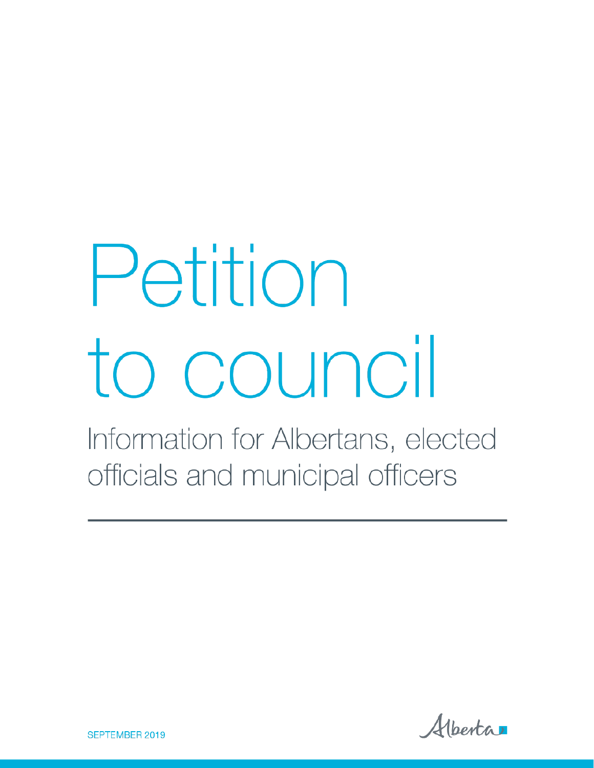# Petition to council

## Information for Albertans, elected officials and municipal officers

SEPTEMBER 2019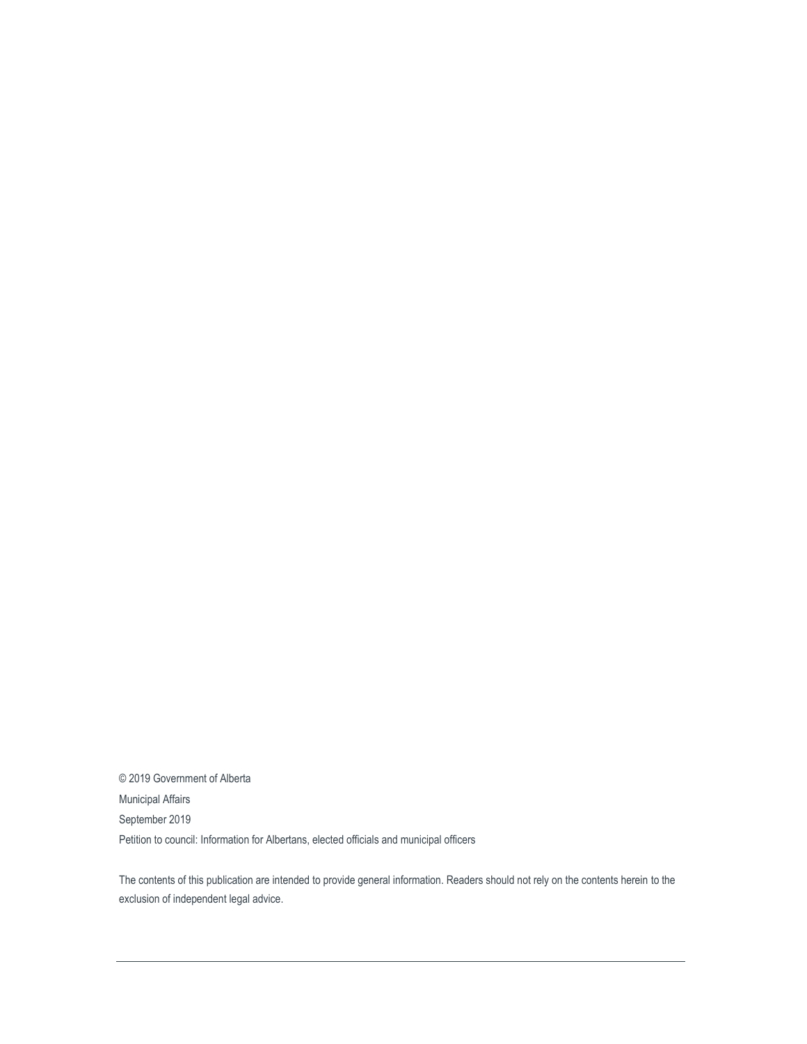© 2019 Government of Alberta

Municipal Affairs

September 2019

Petition to council: Information for Albertans, elected officials and municipal officers

The contents of this publication are intended to provide general information. Readers should not rely on the contents herein to the exclusion of independent legal advice.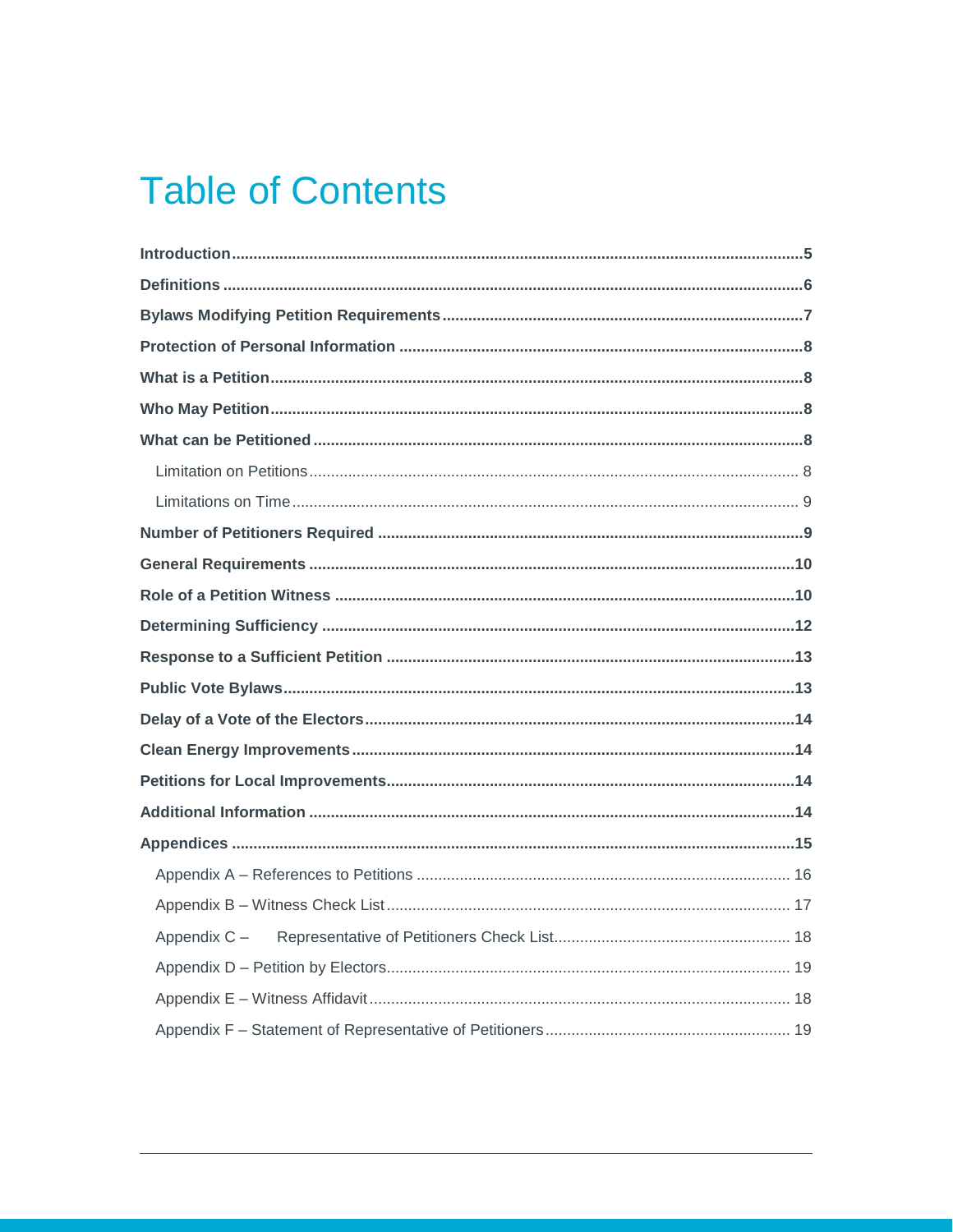# Table of Contents

**Introduction** ..... **5**

**Definitions** ..... **6**

**Bylaws Modifying Petition Requirements** ..... **7**

**Protection of Personal Information** ..... **8**

**What is a Petition** ..... **8**

**Who May Petition** ..... **8**

**What can be Petitioned** ..... **8**

- Limitation on Petitions ..... 8
- Limitations on Time ..... 9

**Number of Petitioners Required** ..... **9**

**General Requirements** ..... **10**

**Role of a Petition Witness** ..... **10**

**Determining Sufficiency** ..... **12**

**Response to a Sufficient Petition** ..... **13**

**Public Vote Bylaws** ..... **13**

**Delay of a Vote of the Electors** ..... **14**

**Clean Energy Improvements** ..... **14**

**Petitions for Local Improvements** ..... **14**

**Additional Information** ..... **14**

**Appendices** ..... **15**

- Appendix A – References to Petitions ..... 16
- Appendix B – Witness Check List ..... 17
- Appendix C – Representative of Petitioners Check List ..... 18
- Appendix D – Petition by Electors ..... 19
- Appendix E – Witness Affidavit ..... 18
- Appendix F – Statement of Representative of Petitioners ..... 19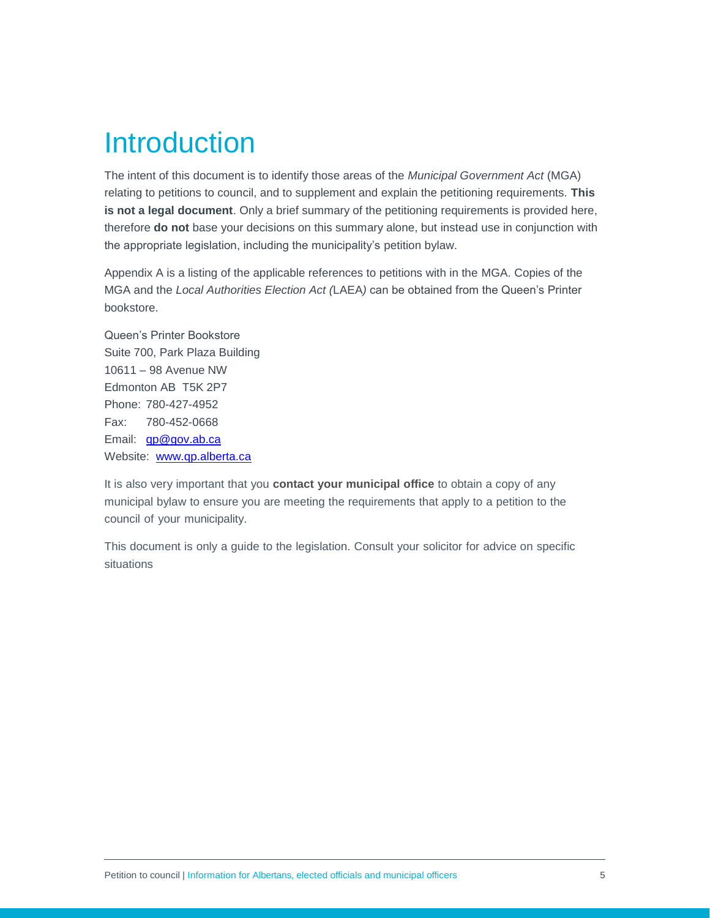# Introduction

The intent of this document is to identify those areas of the *Municipal Government Act* (MGA) relating to petitions to council, and to supplement and explain the petitioning requirements. **This is not a legal document**. Only a brief summary of the petitioning requirements is provided here, therefore **do not** base your decisions on this summary alone, but instead use in conjunction with the appropriate legislation, including the municipality's petition bylaw.

Appendix A is a listing of the applicable references to petitions with in the MGA. Copies of the MGA and the *Local Authorities Election Act (*LAEA*)* can be obtained from the Queen's Printer bookstore.

Queen's Printer Bookstore
Suite 700, Park Plaza Building
10611 – 98 Avenue NW
Edmonton AB  T5K 2P7
Phone: 780-427-4952
Fax: 780-452-0668
Email: [qp@gov.ab.ca](mailto:qp@gov.ab.ca)
Website: [www.qp.alberta.ca](http://www.qp.alberta.ca)

It is also very important that you **contact your municipal office** to obtain a copy of any municipal bylaw to ensure you are meeting the requirements that apply to a petition to the council of your municipality.

This document is only a guide to the legislation. Consult your solicitor for advice on specific situations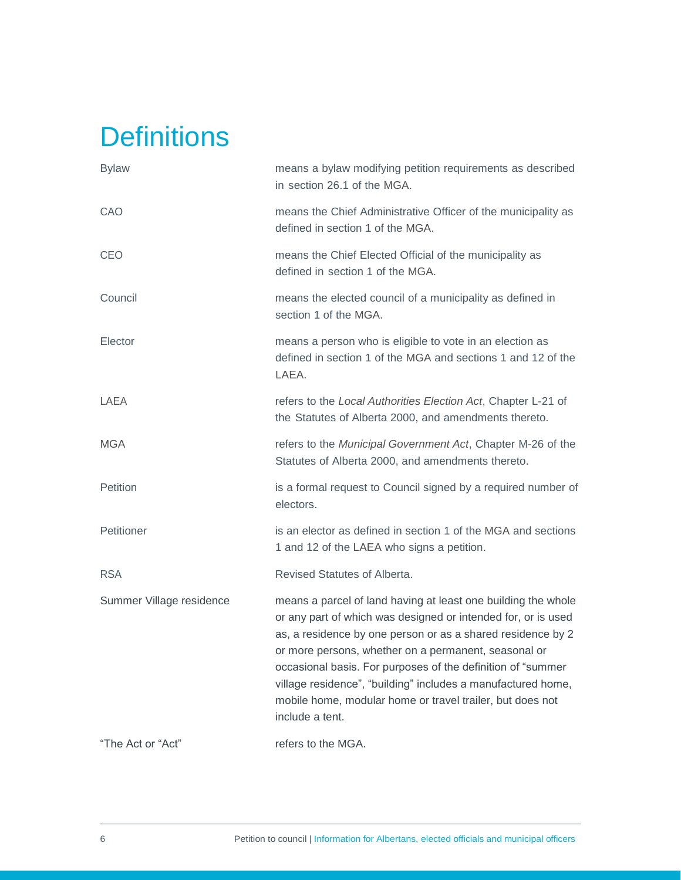# Definitions

| | |
|---|---|
| Bylaw | means a bylaw modifying petition requirements as described in section 26.1 of the MGA. |
| CAO | means the Chief Administrative Officer of the municipality as defined in section 1 of the MGA. |
| CEO | means the Chief Elected Official of the municipality as defined in section 1 of the MGA. |
| Council | means the elected council of a municipality as defined in section 1 of the MGA. |
| Elector | means a person who is eligible to vote in an election as defined in section 1 of the MGA and sections 1 and 12 of the LAEA. |
| LAEA | refers to the *Local Authorities Election Act*, Chapter L-21 of the Statutes of Alberta 2000, and amendments thereto. |
| MGA | refers to the *Municipal Government Act*, Chapter M-26 of the Statutes of Alberta 2000, and amendments thereto. |
| Petition | is a formal request to Council signed by a required number of electors. |
| Petitioner | is an elector as defined in section 1 of the MGA and sections 1 and 12 of the LAEA who signs a petition. |
| RSA | Revised Statutes of Alberta. |
| Summer Village residence | means a parcel of land having at least one building the whole or any part of which was designed or intended for, or is used as, a residence by one person or as a shared residence by 2 or more persons, whether on a permanent, seasonal or occasional basis. For purposes of the definition of "summer village residence", "building" includes a manufactured home, mobile home, modular home or travel trailer, but does not include a tent. |
| "The Act or "Act" | refers to the MGA. |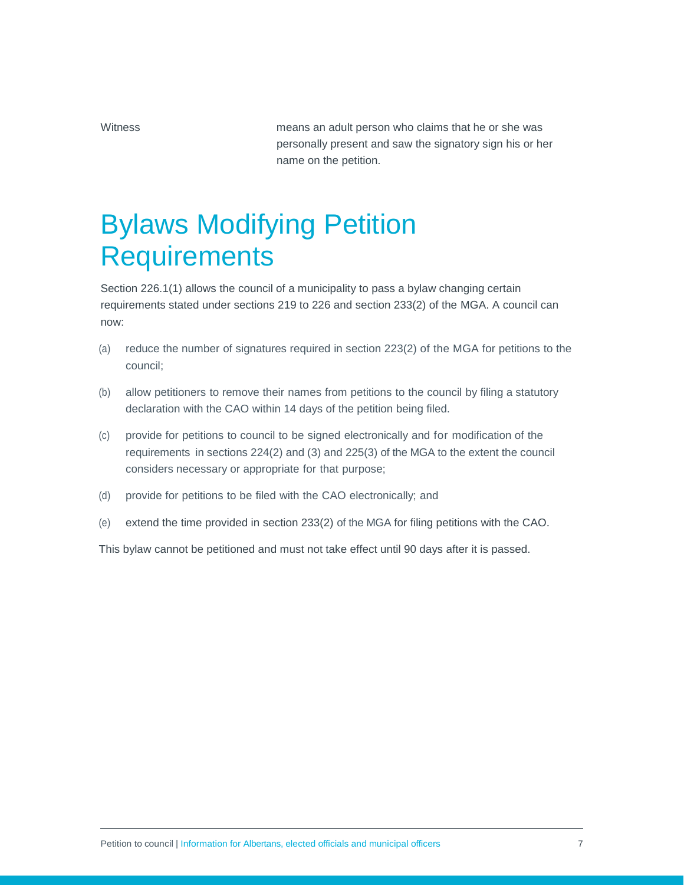| | |
|---|---|
| Witness | means an adult person who claims that he or she was personally present and saw the signatory sign his or her name on the petition. |

# Bylaws Modifying Petition Requirements

Section 226.1(1) allows the council of a municipality to pass a bylaw changing certain requirements stated under sections 219 to 226 and section 233(2) of the MGA. A council can now:

(a) reduce the number of signatures required in section 223(2) of the MGA for petitions to the council;

(b) allow petitioners to remove their names from petitions to the council by filing a statutory declaration with the CAO within 14 days of the petition being filed.

(c) provide for petitions to council to be signed electronically and for modification of the requirements in sections 224(2) and (3) and 225(3) of the MGA to the extent the council considers necessary or appropriate for that purpose;

(d) provide for petitions to be filed with the CAO electronically; and

(e) extend the time provided in section 233(2) of the MGA for filing petitions with the CAO.

This bylaw cannot be petitioned and must not take effect until 90 days after it is passed.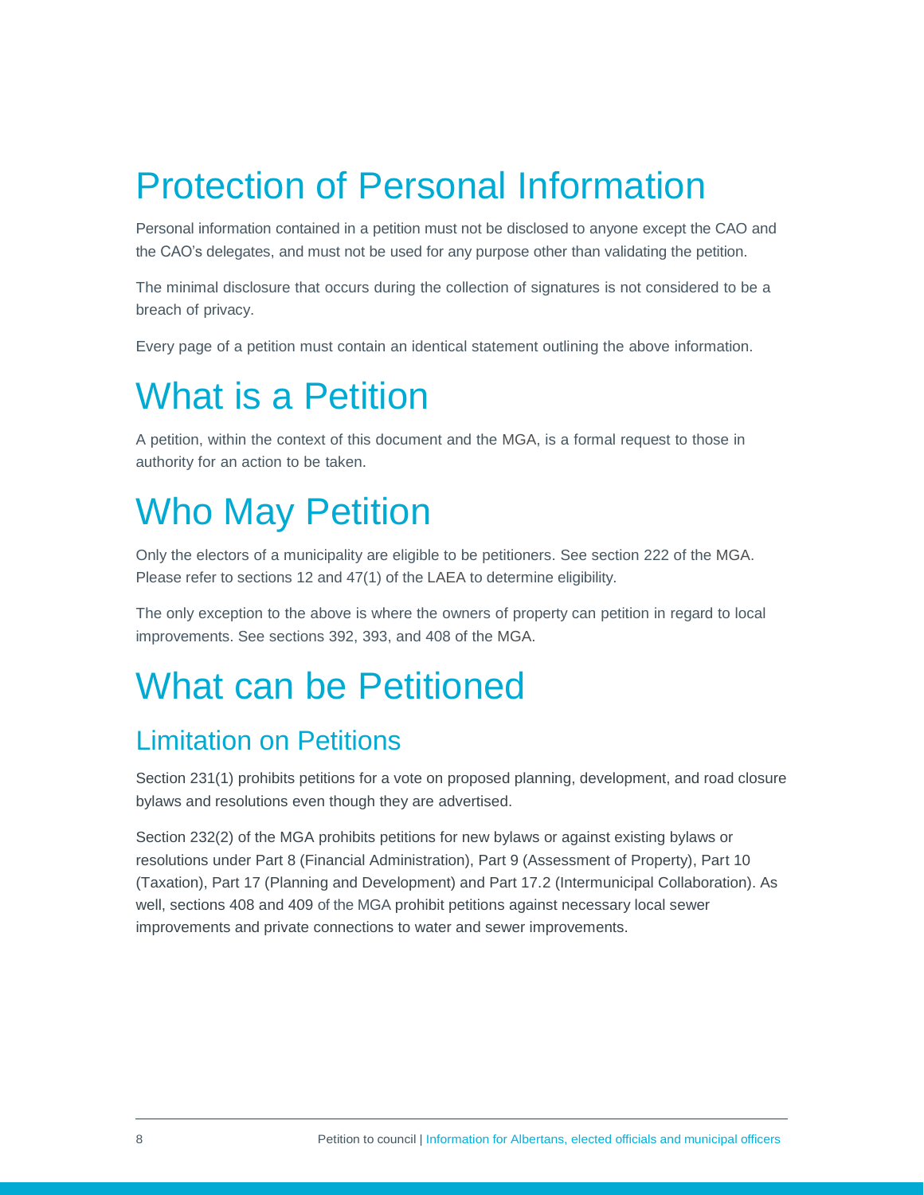# Protection of Personal Information

Personal information contained in a petition must not be disclosed to anyone except the CAO and the CAO's delegates, and must not be used for any purpose other than validating the petition.

The minimal disclosure that occurs during the collection of signatures is not considered to be a breach of privacy.

Every page of a petition must contain an identical statement outlining the above information.

# What is a Petition

A petition, within the context of this document and the MGA, is a formal request to those in authority for an action to be taken.

# Who May Petition

Only the electors of a municipality are eligible to be petitioners. See section 222 of the MGA. Please refer to sections 12 and 47(1) of the LAEA to determine eligibility.

The only exception to the above is where the owners of property can petition in regard to local improvements. See sections 392, 393, and 408 of the MGA.

# What can be Petitioned

## Limitation on Petitions

Section 231(1) prohibits petitions for a vote on proposed planning, development, and road closure bylaws and resolutions even though they are advertised.

Section 232(2) of the MGA prohibits petitions for new bylaws or against existing bylaws or resolutions under Part 8 (Financial Administration), Part 9 (Assessment of Property), Part 10 (Taxation), Part 17 (Planning and Development) and Part 17.2 (Intermunicipal Collaboration). As well, sections 408 and 409 of the MGA prohibit petitions against necessary local sewer improvements and private connections to water and sewer improvements.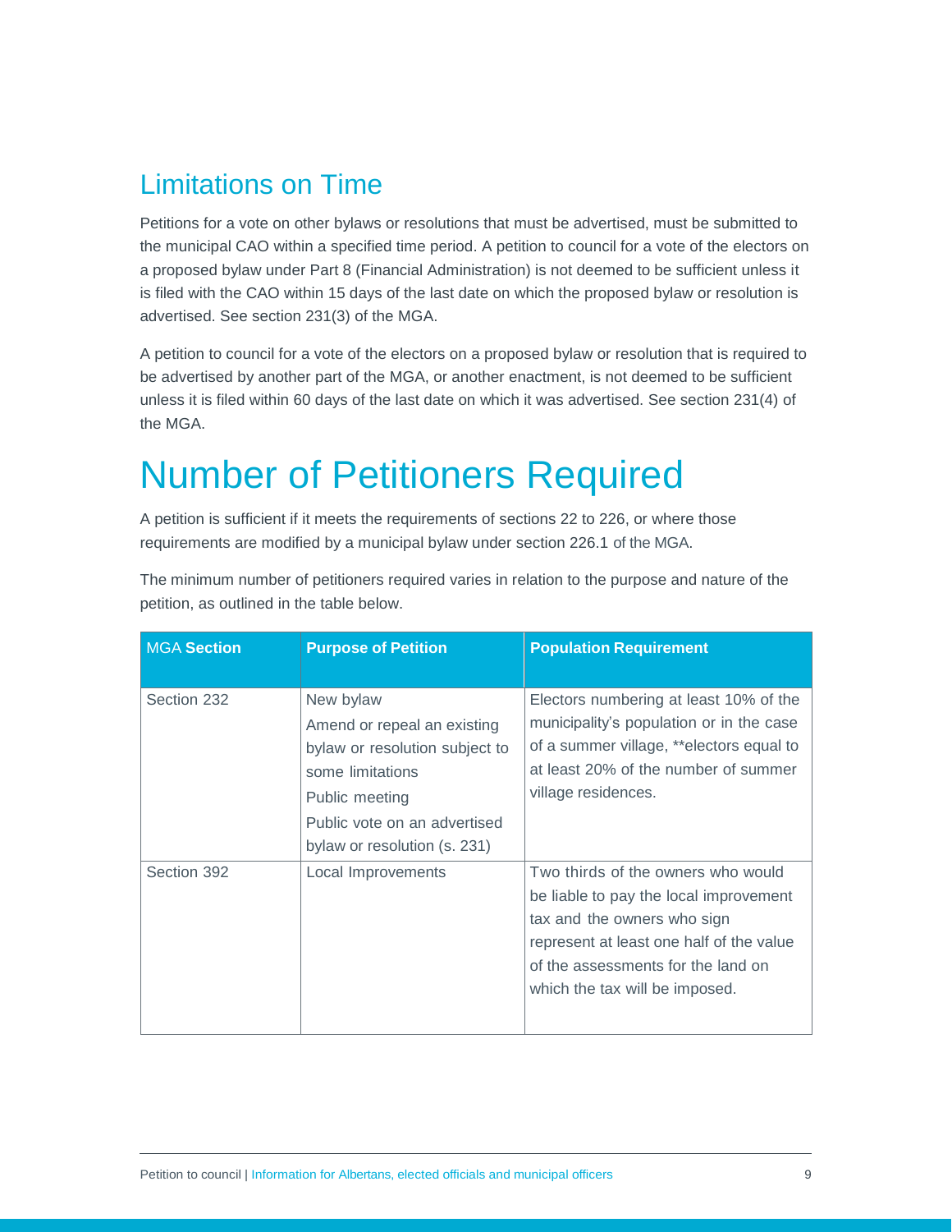## Limitations on Time

Petitions for a vote on other bylaws or resolutions that must be advertised, must be submitted to the municipal CAO within a specified time period. A petition to council for a vote of the electors on a proposed bylaw under Part 8 (Financial Administration) is not deemed to be sufficient unless it is filed with the CAO within 15 days of the last date on which the proposed bylaw or resolution is advertised. See section 231(3) of the MGA.

A petition to council for a vote of the electors on a proposed bylaw or resolution that is required to be advertised by another part of the MGA, or another enactment, is not deemed to be sufficient unless it is filed within 60 days of the last date on which it was advertised. See section 231(4) of the MGA.

# Number of Petitioners Required

A petition is sufficient if it meets the requirements of sections 22 to 226, or where those requirements are modified by a municipal bylaw under section 226.1 of the MGA.

The minimum number of petitioners required varies in relation to the purpose and nature of the petition, as outlined in the table below.

| MGA **Section** | **Purpose of Petition** | **Population Requirement** |
|---|---|---|
| Section 232 | New bylaw<br>Amend or repeal an existing bylaw or resolution subject to some limitations<br>Public meeting<br>Public vote on an advertised bylaw or resolution (s. 231) | Electors numbering at least 10% of the municipality's population or in the case of a summer village, **electors equal to at least 20% of the number of summer village residences. |
| Section 392 | Local Improvements | Two thirds of the owners who would be liable to pay the local improvement tax and the owners who sign represent at least one half of the value of the assessments for the land on which the tax will be imposed. |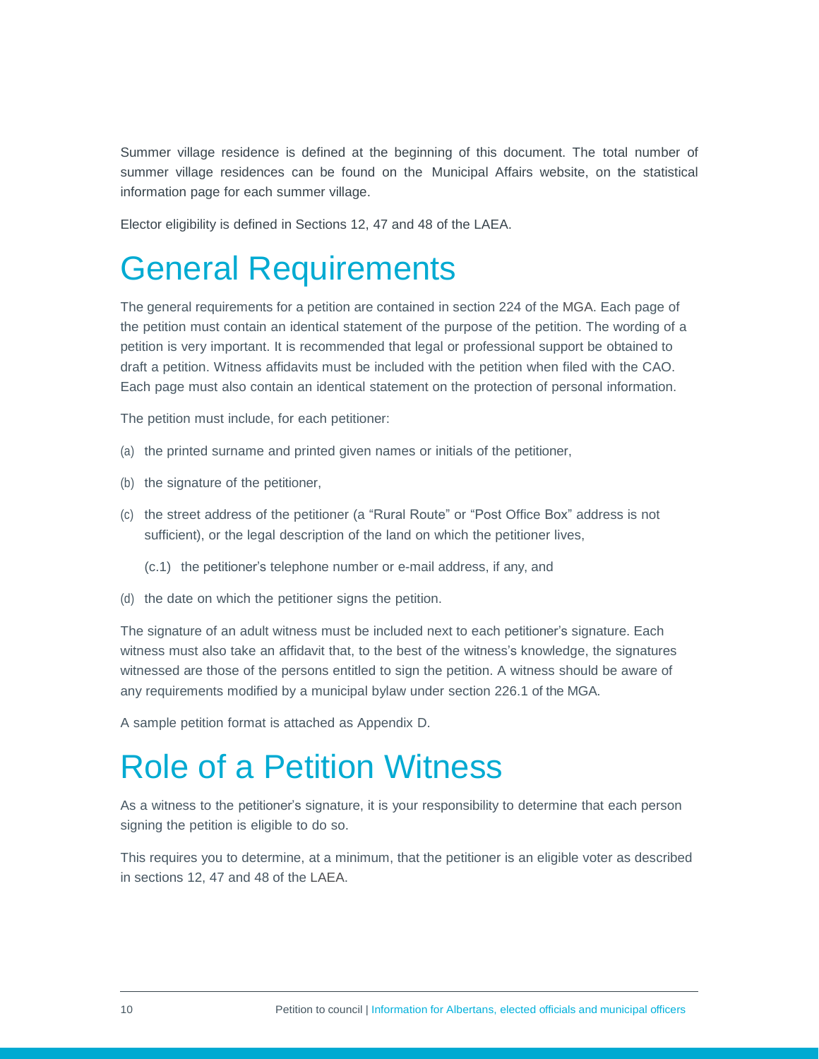Summer village residence is defined at the beginning of this document. The total number of summer village residences can be found on the Municipal Affairs website, on the statistical information page for each summer village.

Elector eligibility is defined in Sections 12, 47 and 48 of the LAEA.

# General Requirements

The general requirements for a petition are contained in section 224 of the MGA. Each page of the petition must contain an identical statement of the purpose of the petition. The wording of a petition is very important. It is recommended that legal or professional support be obtained to draft a petition. Witness affidavits must be included with the petition when filed with the CAO. Each page must also contain an identical statement on the protection of personal information.

The petition must include, for each petitioner:

(a) the printed surname and printed given names or initials of the petitioner,

(b) the signature of the petitioner,

(c) the street address of the petitioner (a "Rural Route" or "Post Office Box" address is not sufficient), or the legal description of the land on which the petitioner lives,

(c.1) the petitioner's telephone number or e-mail address, if any, and

(d) the date on which the petitioner signs the petition.

The signature of an adult witness must be included next to each petitioner's signature. Each witness must also take an affidavit that, to the best of the witness's knowledge, the signatures witnessed are those of the persons entitled to sign the petition. A witness should be aware of any requirements modified by a municipal bylaw under section 226.1 of the MGA.

A sample petition format is attached as Appendix D.

# Role of a Petition Witness

As a witness to the petitioner's signature, it is your responsibility to determine that each person signing the petition is eligible to do so.

This requires you to determine, at a minimum, that the petitioner is an eligible voter as described in sections 12, 47 and 48 of the LAEA.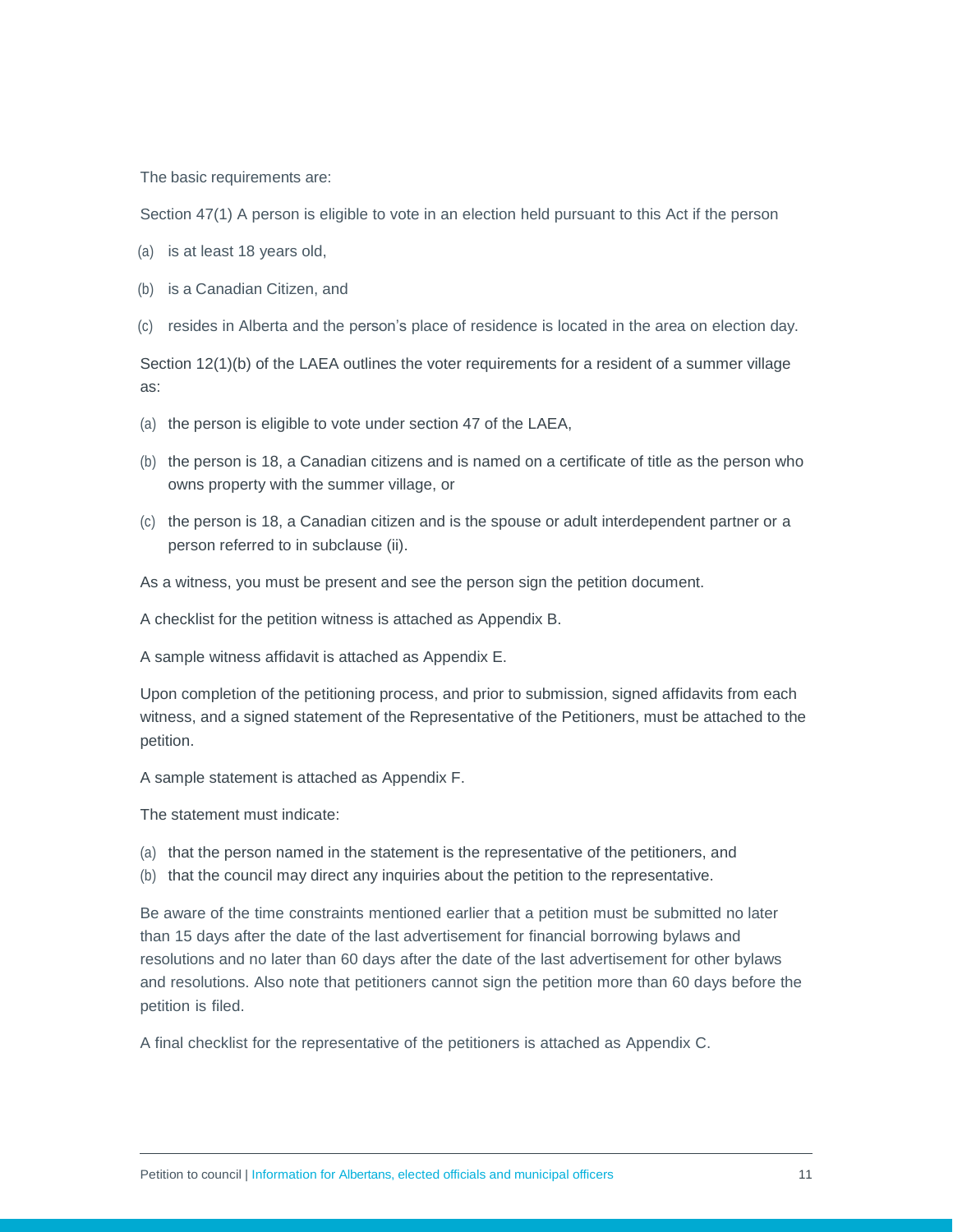The basic requirements are:

Section 47(1) A person is eligible to vote in an election held pursuant to this Act if the person

(a) is at least 18 years old,

(b) is a Canadian Citizen, and

(c) resides in Alberta and the person's place of residence is located in the area on election day.

Section 12(1)(b) of the LAEA outlines the voter requirements for a resident of a summer village as:

(a) the person is eligible to vote under section 47 of the LAEA,

(b) the person is 18, a Canadian citizens and is named on a certificate of title as the person who owns property with the summer village, or

(c) the person is 18, a Canadian citizen and is the spouse or adult interdependent partner or a person referred to in subclause (ii).

As a witness, you must be present and see the person sign the petition document.

A checklist for the petition witness is attached as Appendix B.

A sample witness affidavit is attached as Appendix E.

Upon completion of the petitioning process, and prior to submission, signed affidavits from each witness, and a signed statement of the Representative of the Petitioners, must be attached to the petition.

A sample statement is attached as Appendix F.

The statement must indicate:

(a) that the person named in the statement is the representative of the petitioners, and
(b) that the council may direct any inquiries about the petition to the representative.

Be aware of the time constraints mentioned earlier that a petition must be submitted no later than 15 days after the date of the last advertisement for financial borrowing bylaws and resolutions and no later than 60 days after the date of the last advertisement for other bylaws and resolutions. Also note that petitioners cannot sign the petition more than 60 days before the petition is filed.

A final checklist for the representative of the petitioners is attached as Appendix C.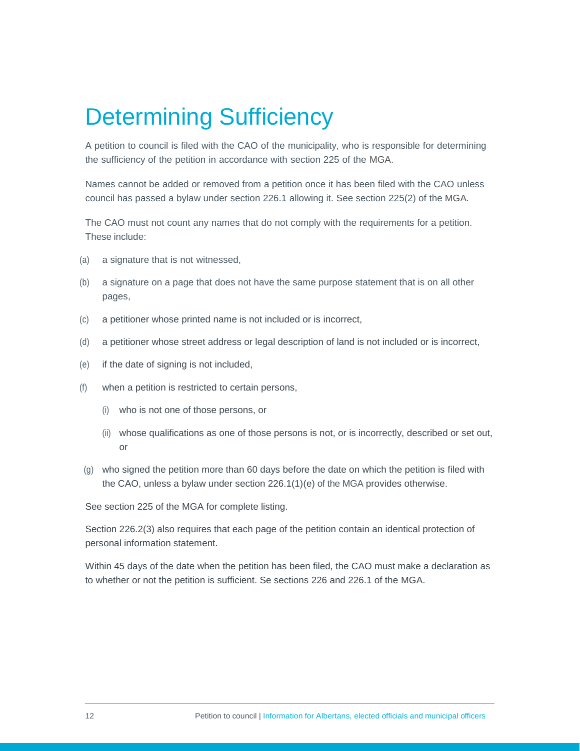# Determining Sufficiency

A petition to council is filed with the CAO of the municipality, who is responsible for determining the sufficiency of the petition in accordance with section 225 of the MGA.

Names cannot be added or removed from a petition once it has been filed with the CAO unless council has passed a bylaw under section 226.1 allowing it. See section 225(2) of the MGA.

The CAO must not count any names that do not comply with the requirements for a petition. These include:

(a) a signature that is not witnessed,

(b) a signature on a page that does not have the same purpose statement that is on all other pages,

(c) a petitioner whose printed name is not included or is incorrect,

(d) a petitioner whose street address or legal description of land is not included or is incorrect,

(e) if the date of signing is not included,

(f) when a petition is restricted to certain persons,

- (i) who is not one of those persons, or
- (ii) whose qualifications as one of those persons is not, or is incorrectly, described or set out, or

(g) who signed the petition more than 60 days before the date on which the petition is filed with the CAO, unless a bylaw under section 226.1(1)(e) of the MGA provides otherwise.

See section 225 of the MGA for complete listing.

Section 226.2(3) also requires that each page of the petition contain an identical protection of personal information statement.

Within 45 days of the date when the petition has been filed, the CAO must make a declaration as to whether or not the petition is sufficient. Se sections 226 and 226.1 of the MGA.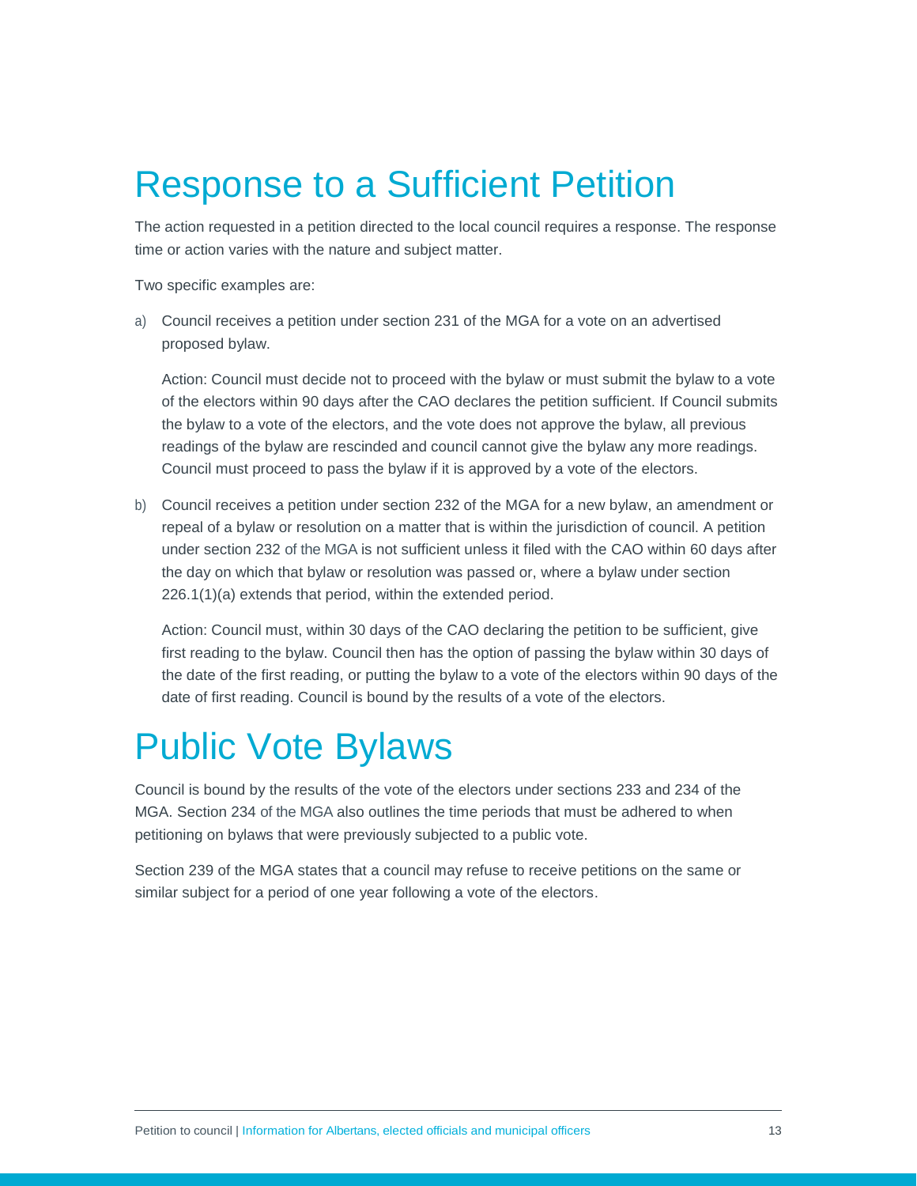# Response to a Sufficient Petition

The action requested in a petition directed to the local council requires a response. The response time or action varies with the nature and subject matter.

Two specific examples are:

a) Council receives a petition under section 231 of the MGA for a vote on an advertised proposed bylaw.

   Action: Council must decide not to proceed with the bylaw or must submit the bylaw to a vote of the electors within 90 days after the CAO declares the petition sufficient. If Council submits the bylaw to a vote of the electors, and the vote does not approve the bylaw, all previous readings of the bylaw are rescinded and council cannot give the bylaw any more readings. Council must proceed to pass the bylaw if it is approved by a vote of the electors.

b) Council receives a petition under section 232 of the MGA for a new bylaw, an amendment or repeal of a bylaw or resolution on a matter that is within the jurisdiction of council. A petition under section 232 of the MGA is not sufficient unless it filed with the CAO within 60 days after the day on which that bylaw or resolution was passed or, where a bylaw under section 226.1(1)(a) extends that period, within the extended period.

   Action: Council must, within 30 days of the CAO declaring the petition to be sufficient, give first reading to the bylaw. Council then has the option of passing the bylaw within 30 days of the date of the first reading, or putting the bylaw to a vote of the electors within 90 days of the date of first reading. Council is bound by the results of a vote of the electors.

# Public Vote Bylaws

Council is bound by the results of the vote of the electors under sections 233 and 234 of the MGA. Section 234 of the MGA also outlines the time periods that must be adhered to when petitioning on bylaws that were previously subjected to a public vote.

Section 239 of the MGA states that a council may refuse to receive petitions on the same or similar subject for a period of one year following a vote of the electors.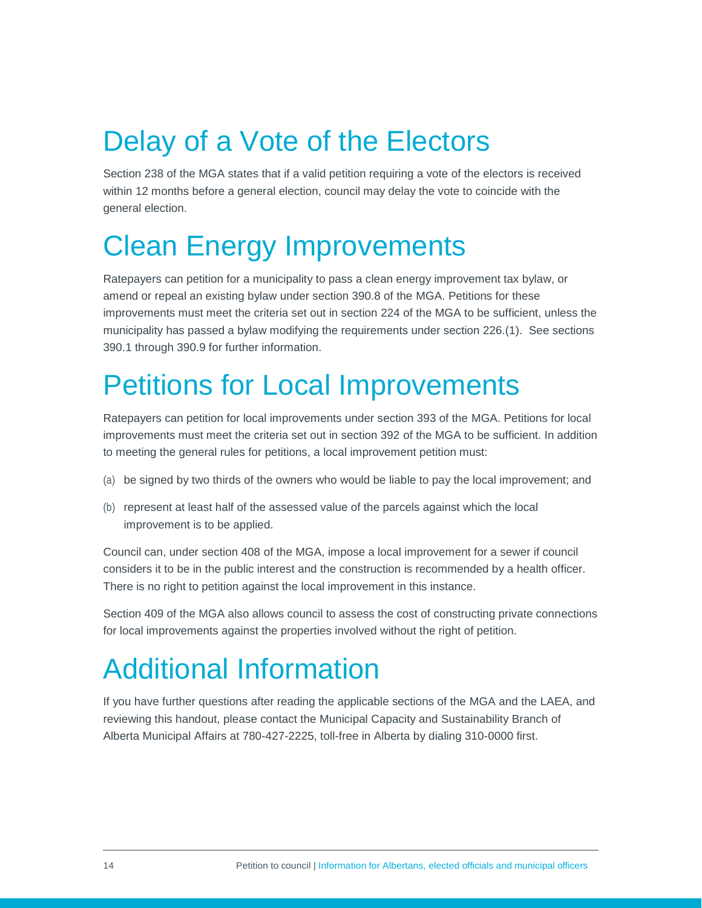# Delay of a Vote of the Electors

Section 238 of the MGA states that if a valid petition requiring a vote of the electors is received within 12 months before a general election, council may delay the vote to coincide with the general election.

# Clean Energy Improvements

Ratepayers can petition for a municipality to pass a clean energy improvement tax bylaw, or amend or repeal an existing bylaw under section 390.8 of the MGA. Petitions for these improvements must meet the criteria set out in section 224 of the MGA to be sufficient, unless the municipality has passed a bylaw modifying the requirements under section 226.(1).  See sections 390.1 through 390.9 for further information.

# Petitions for Local Improvements

Ratepayers can petition for local improvements under section 393 of the MGA. Petitions for local improvements must meet the criteria set out in section 392 of the MGA to be sufficient. In addition to meeting the general rules for petitions, a local improvement petition must:

(a) be signed by two thirds of the owners who would be liable to pay the local improvement; and

(b) represent at least half of the assessed value of the parcels against which the local improvement is to be applied.

Council can, under section 408 of the MGA, impose a local improvement for a sewer if council considers it to be in the public interest and the construction is recommended by a health officer. There is no right to petition against the local improvement in this instance.

Section 409 of the MGA also allows council to assess the cost of constructing private connections for local improvements against the properties involved without the right of petition.

# Additional Information

If you have further questions after reading the applicable sections of the MGA and the LAEA, and reviewing this handout, please contact the Municipal Capacity and Sustainability Branch of Alberta Municipal Affairs at 780-427-2225, toll-free in Alberta by dialing 310-0000 first.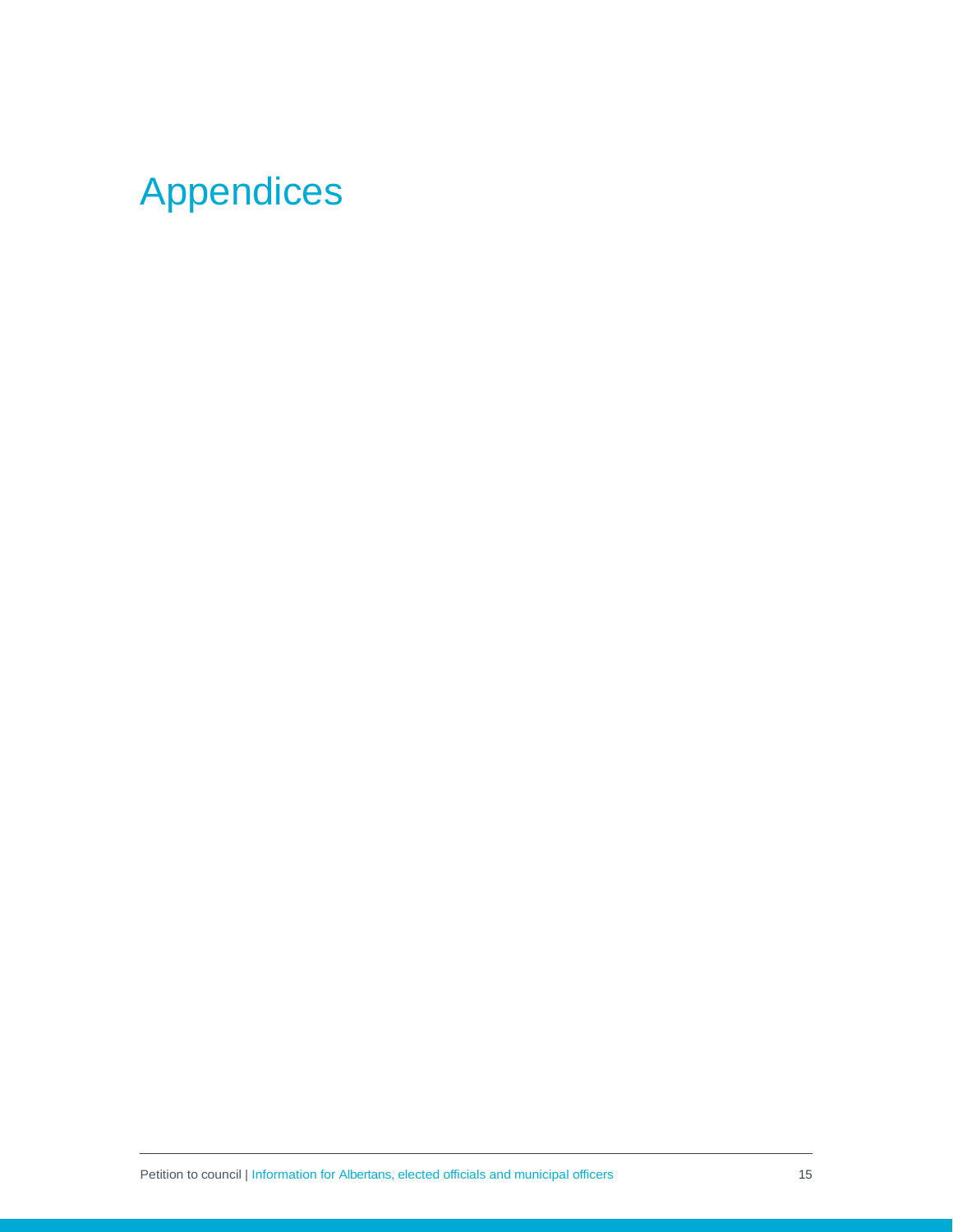# Appendices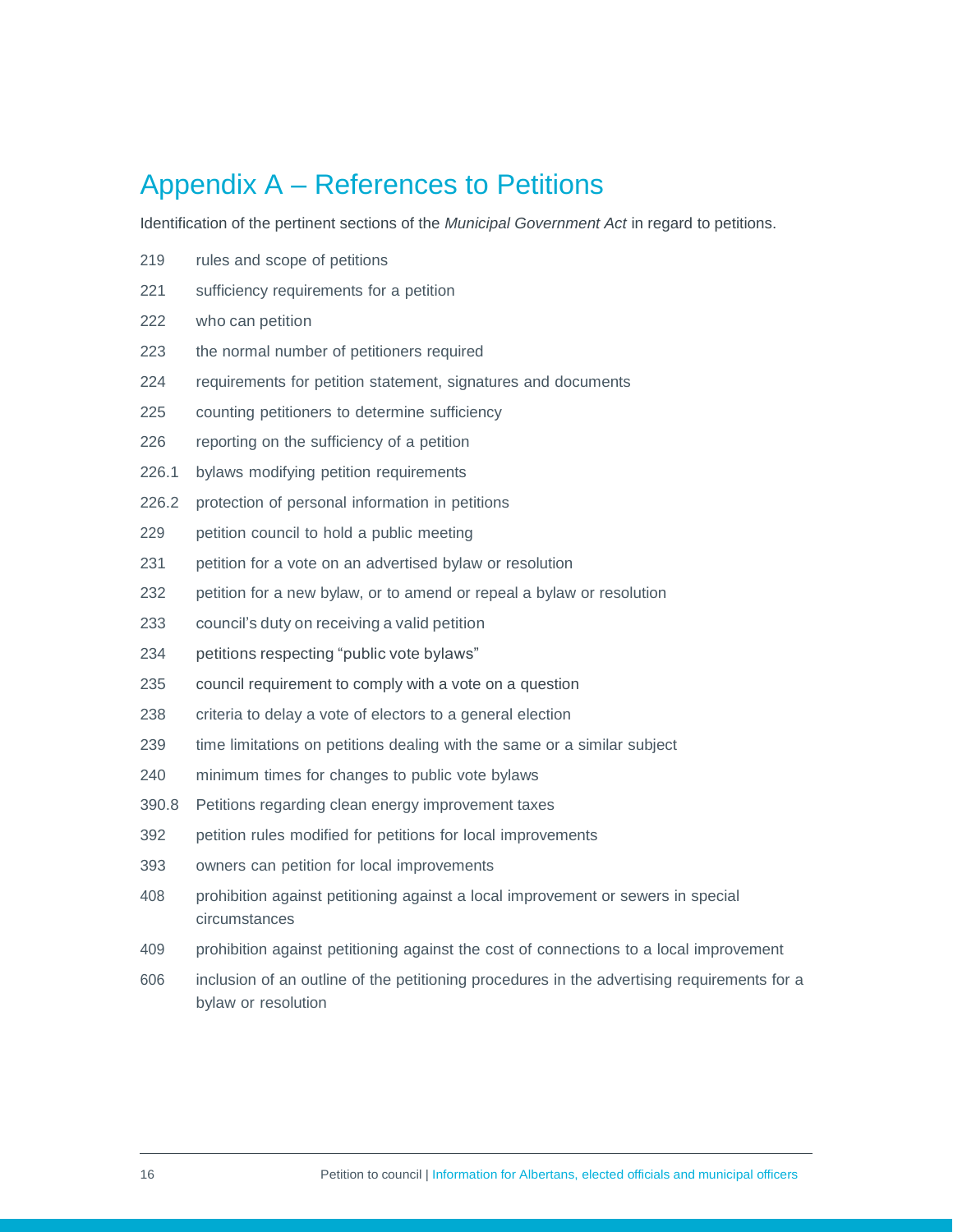# Appendix A – References to Petitions

Identification of the pertinent sections of the *Municipal Government Act* in regard to petitions.

| | |
|---|---|
| 219 | rules and scope of petitions |
| 221 | sufficiency requirements for a petition |
| 222 | who can petition |
| 223 | the normal number of petitioners required |
| 224 | requirements for petition statement, signatures and documents |
| 225 | counting petitioners to determine sufficiency |
| 226 | reporting on the sufficiency of a petition |
| 226.1 | bylaws modifying petition requirements |
| 226.2 | protection of personal information in petitions |
| 229 | petition council to hold a public meeting |
| 231 | petition for a vote on an advertised bylaw or resolution |
| 232 | petition for a new bylaw, or to amend or repeal a bylaw or resolution |
| 233 | council's duty on receiving a valid petition |
| 234 | petitions respecting "public vote bylaws" |
| 235 | council requirement to comply with a vote on a question |
| 238 | criteria to delay a vote of electors to a general election |
| 239 | time limitations on petitions dealing with the same or a similar subject |
| 240 | minimum times for changes to public vote bylaws |
| 390.8 | Petitions regarding clean energy improvement taxes |
| 392 | petition rules modified for petitions for local improvements |
| 393 | owners can petition for local improvements |
| 408 | prohibition against petitioning against a local improvement or sewers in special circumstances |
| 409 | prohibition against petitioning against the cost of connections to a local improvement |
| 606 | inclusion of an outline of the petitioning procedures in the advertising requirements for a bylaw or resolution |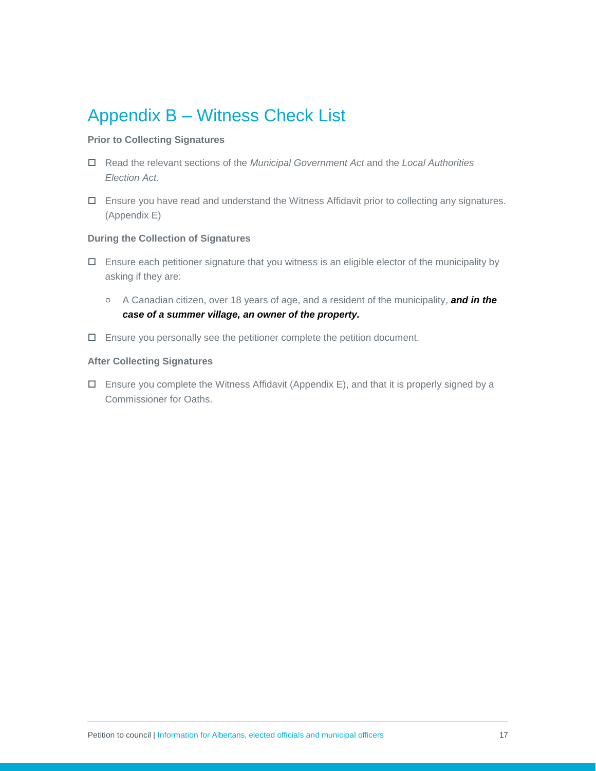# Appendix B – Witness Check List

**Prior to Collecting Signatures**

- ☐ Read the relevant sections of the *Municipal Government Act* and the *Local Authorities Election Act.*
- ☐ Ensure you have read and understand the Witness Affidavit prior to collecting any signatures. (Appendix E)

**During the Collection of Signatures**

- ☐ Ensure each petitioner signature that you witness is an eligible elector of the municipality by asking if they are:
  - A Canadian citizen, over 18 years of age, and a resident of the municipality, ***and in the case of a summer village, an owner of the property.***
- ☐ Ensure you personally see the petitioner complete the petition document.

**After Collecting Signatures**

- ☐ Ensure you complete the Witness Affidavit (Appendix E), and that it is properly signed by a Commissioner for Oaths.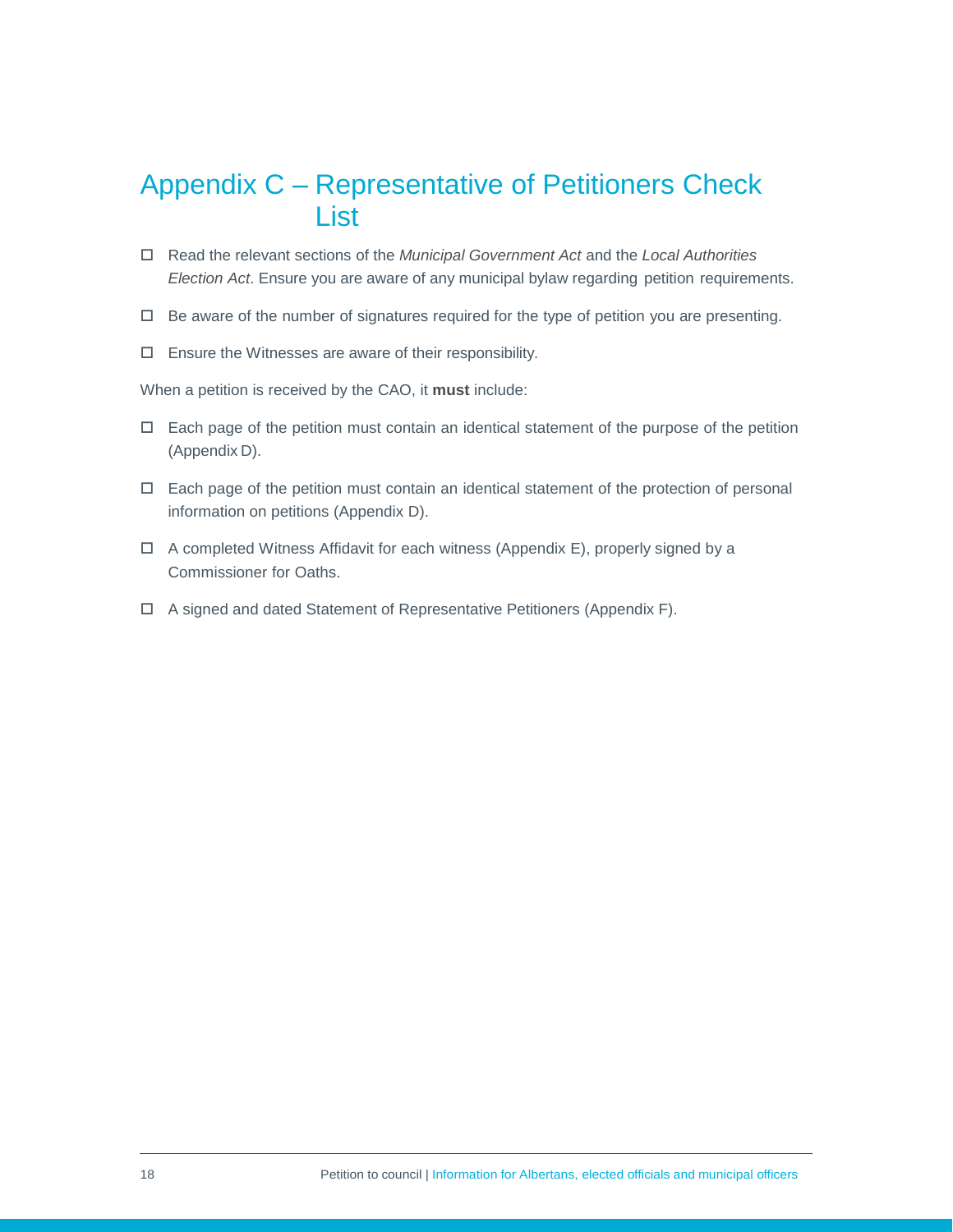# Appendix C – Representative of Petitioners Check List

- ☐ Read the relevant sections of the *Municipal Government Act* and the *Local Authorities Election Act*. Ensure you are aware of any municipal bylaw regarding petition requirements.
- ☐ Be aware of the number of signatures required for the type of petition you are presenting.
- ☐ Ensure the Witnesses are aware of their responsibility.

When a petition is received by the CAO, it **must** include:

- ☐ Each page of the petition must contain an identical statement of the purpose of the petition (Appendix D).
- ☐ Each page of the petition must contain an identical statement of the protection of personal information on petitions (Appendix D).
- ☐ A completed Witness Affidavit for each witness (Appendix E), properly signed by a Commissioner for Oaths.
- ☐ A signed and dated Statement of Representative Petitioners (Appendix F).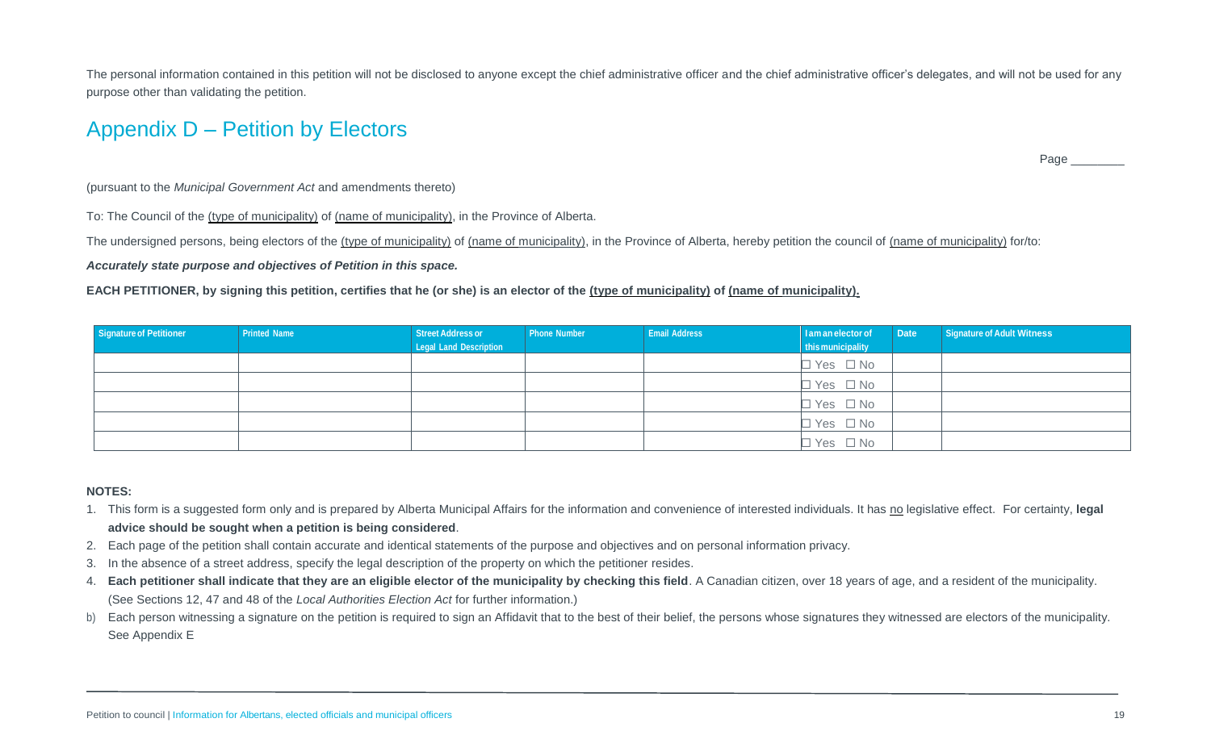The personal information contained in this petition will not be disclosed to anyone except the chief administrative officer and the chief administrative officer's delegates, and will not be used for any purpose other than validating the petition.

## Appendix D – Petition by Electors

Page ________

(pursuant to the *Municipal Government Act* and amendments thereto)

To: The Council of the <u>(type of municipality)</u> of <u>(name of municipality)</u>, in the Province of Alberta.

The undersigned persons, being electors of the <u>(type of municipality)</u> of <u>(name of municipality)</u>, in the Province of Alberta, hereby petition the council of <u>(name of municipality)</u> for/to:

***Accurately state purpose and objectives of Petition in this space.***

**EACH PETITIONER, by signing this petition, certifies that he (or she) is an elector of the <u>(type of municipality)</u> of <u>(name of municipality)</u>.**

| Signature of Petitioner | Printed Name | Street Address or Legal Land Description | Phone Number | Email Address | I am an elector of this municipality | Date | Signature of Adult Witness |
|---|---|---|---|---|---|---|---|
| | | | | | ☐ Yes ☐ No | | |
| | | | | | ☐ Yes ☐ No | | |
| | | | | | ☐ Yes ☐ No | | |
| | | | | | ☐ Yes ☐ No | | |
| | | | | | ☐ Yes ☐ No | | |

**NOTES:**

1. This form is a suggested form only and is prepared by Alberta Municipal Affairs for the information and convenience of interested individuals. It has <u>no</u> legislative effect. For certainty, **legal advice should be sought when a petition is being considered**.
2. Each page of the petition shall contain accurate and identical statements of the purpose and objectives and on personal information privacy.
3. In the absence of a street address, specify the legal description of the property on which the petitioner resides.
4. **Each petitioner shall indicate that they are an eligible elector of the municipality by checking this field**. A Canadian citizen, over 18 years of age, and a resident of the municipality. (See Sections 12, 47 and 48 of the *Local Authorities Election Act* for further information.)

b) Each person witnessing a signature on the petition is required to sign an Affidavit that to the best of their belief, the persons whose signatures they witnessed are electors of the municipality. See Appendix E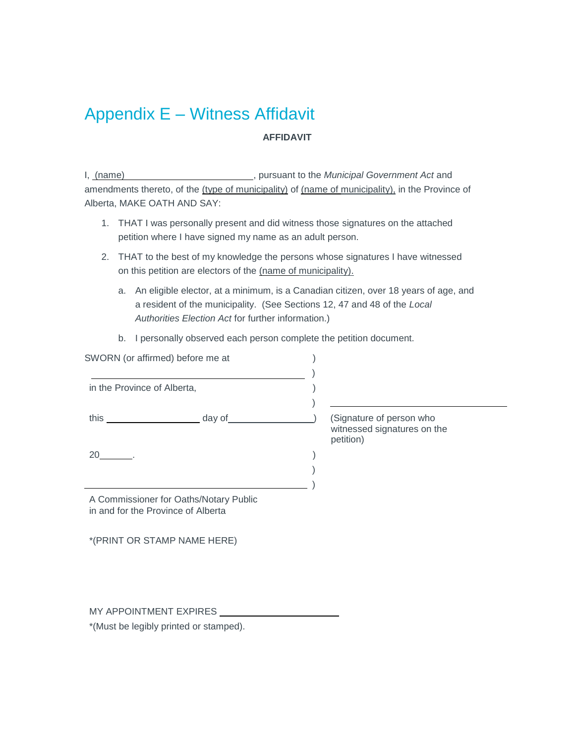# Appendix E – Witness Affidavit

**AFFIDAVIT**

I, (name)\_\_\_\_\_\_\_\_\_\_\_\_\_\_\_\_\_\_\_\_\_\_\_\_\_\_\_, pursuant to the *Municipal Government Act* and amendments thereto, of the (type of municipality) of (name of municipality), in the Province of Alberta, MAKE OATH AND SAY:

1. THAT I was personally present and did witness those signatures on the attached petition where I have signed my name as an adult person.
2. THAT to the best of my knowledge the persons whose signatures I have witnessed on this petition are electors of the (name of municipality).
   a. An eligible elector, at a minimum, is a Canadian citizen, over 18 years of age, and a resident of the municipality. (See Sections 12, 47 and 48 of the *Local Authorities Election Act* for further information.)
   b. I personally observed each person complete the petition document.

SWORN (or affirmed) before me at )
\_\_\_\_\_\_\_\_\_\_\_\_\_\_\_\_\_\_\_\_\_\_\_\_\_\_\_\_\_\_\_\_\_\_\_\_\_\_ )
in the Province of Alberta, )
)
this \_\_\_\_\_\_\_\_\_\_\_\_\_\_\_\_ day of\_\_\_\_\_\_\_\_\_\_\_\_\_\_\_)
20\_\_\_\_\_\_. )
)
\_\_\_\_\_\_\_\_\_\_\_\_\_\_\_\_\_\_\_\_\_\_\_\_\_\_\_\_\_\_\_\_\_\_\_\_\_\_ )

\_\_\_\_\_\_\_\_\_\_\_\_\_\_\_\_\_\_\_\_\_\_\_\_\_\_\_\_\_\_\_\_
(Signature of person who witnessed signatures on the petition)

A Commissioner for Oaths/Notary Public
in and for the Province of Alberta

*(PRINT OR STAMP NAME HERE)

MY APPOINTMENT EXPIRES \_\_\_\_\_\_\_\_\_\_\_\_\_\_\_\_\_\_\_\_\_\_
*(Must be legibly printed or stamped).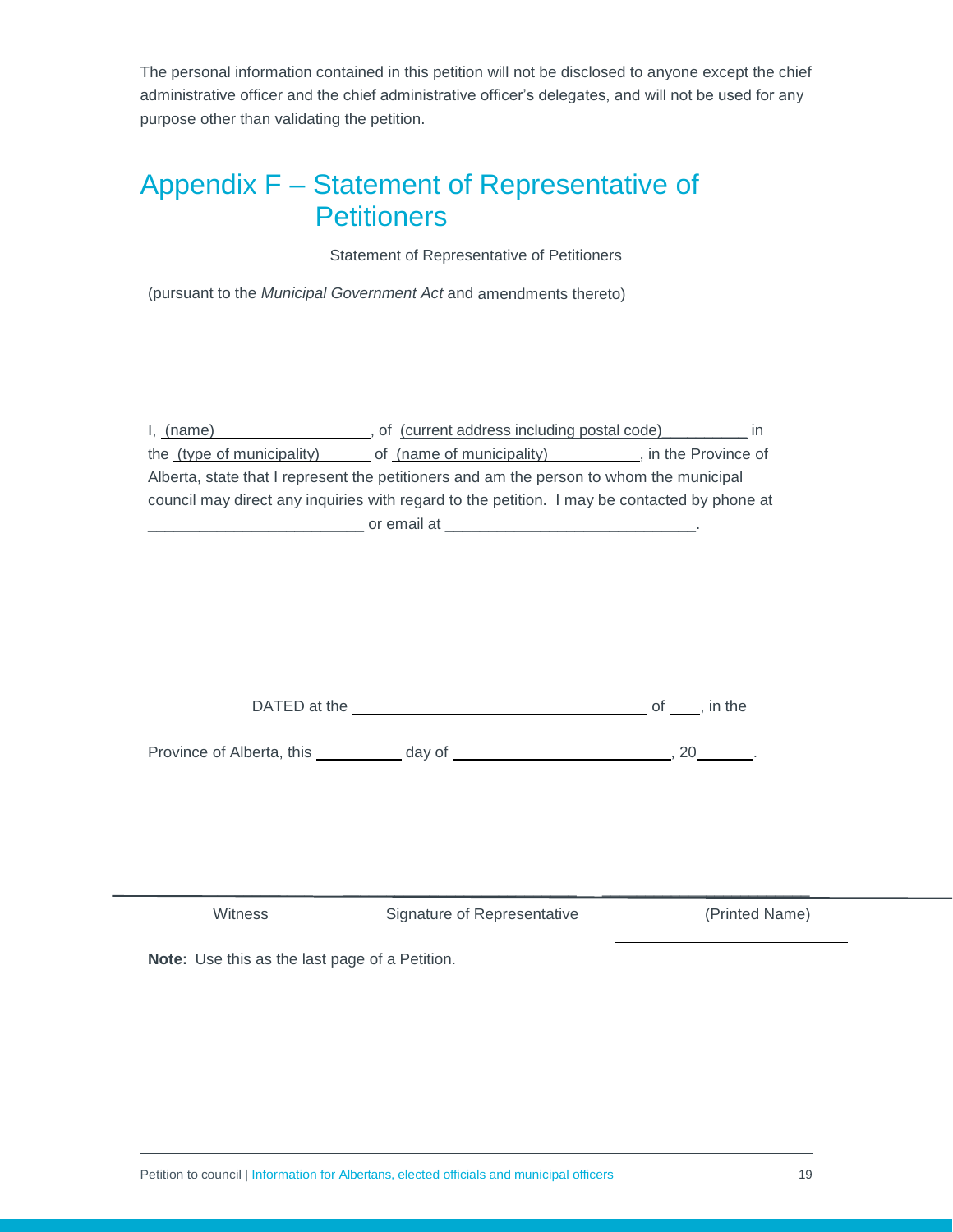The personal information contained in this petition will not be disclosed to anyone except the chief administrative officer and the chief administrative officer's delegates, and will not be used for any purpose other than validating the petition.

## Appendix F – Statement of Representative of Petitioners

Statement of Representative of Petitioners

(pursuant to the *Municipal Government Act* and amendments thereto)

I, (name)\_\_\_\_\_\_\_\_\_\_\_\_\_\_\_\_\_\_\_, of (current address including postal code)\_\_\_\_\_\_\_\_\_\_ in the (type of municipality)\_\_\_\_\_\_ of (name of municipality)\_\_\_\_\_\_\_\_\_\_\_, in the Province of Alberta, state that I represent the petitioners and am the person to whom the municipal council may direct any inquiries with regard to the petition. I may be contacted by phone at \_\_\_\_\_\_\_\_\_\_\_\_\_\_\_\_\_\_\_\_\_\_\_\_\_ or email at \_\_\_\_\_\_\_\_\_\_\_\_\_\_\_\_\_\_\_\_\_\_\_\_\_\_\_\_\_\_.

DATED at the \_\_\_\_\_\_\_\_\_\_\_\_\_\_\_\_\_\_\_\_\_\_\_\_\_\_\_\_\_\_\_\_\_\_ of \_\_\_\_, in the Province of Alberta, this \_\_\_\_\_\_\_\_\_\_ day of \_\_\_\_\_\_\_\_\_\_\_\_\_\_\_\_\_\_\_\_\_\_\_\_\_, 20\_\_\_\_\_\_.

\_\_\_\_\_\_\_\_\_\_\_\_\_\_\_\_\_\_\_\_ \_\_\_\_\_\_\_\_\_\_\_\_\_\_\_\_\_\_\_\_\_\_\_\_\_\_ \_\_\_\_\_\_\_\_\_\_\_\_\_\_\_\_\_\_\_\_

Witness　　　　Signature of Representative　　　　(Printed Name)

**Note:** Use this as the last page of a Petition.